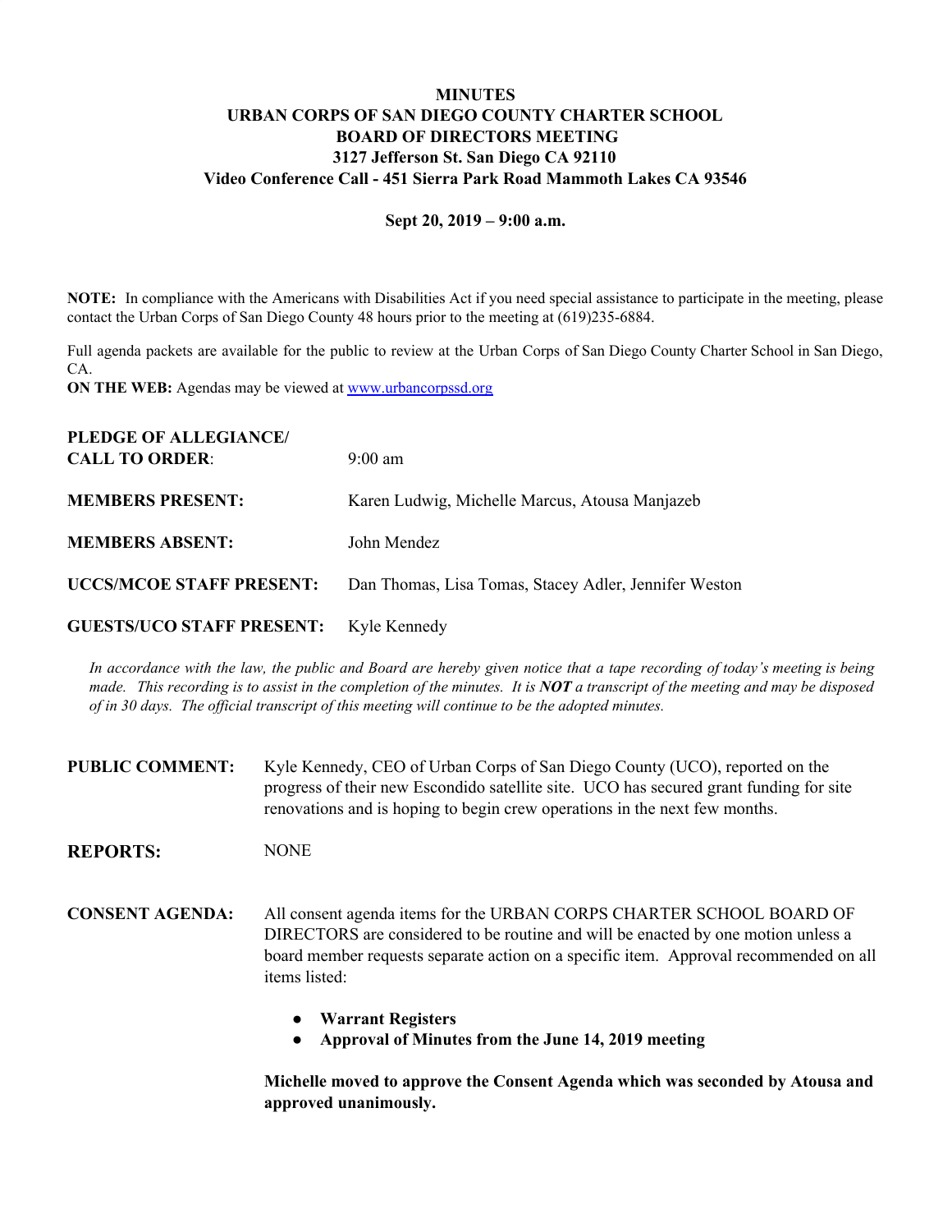# MINUTES
# URBAN CORPS OF SAN DIEGO COUNTY CHARTER SCHOOL
# BOARD OF DIRECTORS MEETING

**3127 Jefferson St. San Diego CA 92110**
**Video Conference Call - 451 Sierra Park Road Mammoth Lakes CA 93546**

**Sept 20, 2019 – 9:00 a.m.**

**NOTE:** In compliance with the Americans with Disabilities Act if you need special assistance to participate in the meeting, please contact the Urban Corps of San Diego County 48 hours prior to the meeting at (619)235-6884.

Full agenda packets are available for the public to review at the Urban Corps of San Diego County Charter School in San Diego, CA.

**ON THE WEB:** Agendas may be viewed at [www.urbancorpssd.org](http://www.urbancorpssd.org)

| | |
|---|---|
| **PLEDGE OF ALLEGIANCE/ CALL TO ORDER**: | 9:00 am |
| **MEMBERS PRESENT:** | Karen Ludwig, Michelle Marcus, Atousa Manjazeb |
| **MEMBERS ABSENT:** | John Mendez |
| **UCCS/MCOE STAFF PRESENT:** | Dan Thomas, Lisa Tomas, Stacey Adler, Jennifer Weston |
| **GUESTS/UCO STAFF PRESENT:** | Kyle Kennedy |

*In accordance with the law, the public and Board are hereby given notice that a tape recording of today's meeting is being made. This recording is to assist in the completion of the minutes. It is **NOT** a transcript of the meeting and may be disposed of in 30 days. The official transcript of this meeting will continue to be the adopted minutes.*

**PUBLIC COMMENT:** Kyle Kennedy, CEO of Urban Corps of San Diego County (UCO), reported on the progress of their new Escondido satellite site. UCO has secured grant funding for site renovations and is hoping to begin crew operations in the next few months.

**REPORTS:** NONE

**CONSENT AGENDA:** All consent agenda items for the URBAN CORPS CHARTER SCHOOL BOARD OF DIRECTORS are considered to be routine and will be enacted by one motion unless a board member requests separate action on a specific item. Approval recommended on all items listed:

- **Warrant Registers**
- **Approval of Minutes from the June 14, 2019 meeting**

**Michelle moved to approve the Consent Agenda which was seconded by Atousa and approved unanimously.**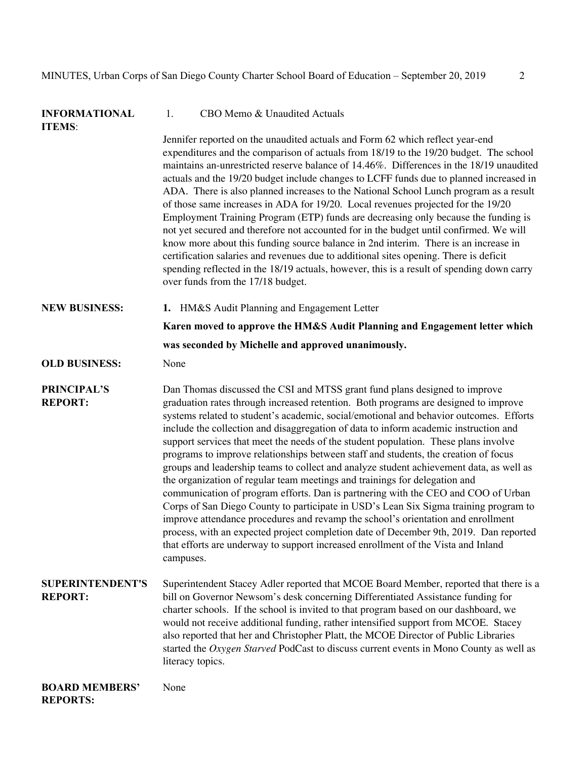**INFORMATIONAL ITEMS**:

1. CBO Memo & Unaudited Actuals

Jennifer reported on the unaudited actuals and Form 62 which reflect year-end expenditures and the comparison of actuals from 18/19 to the 19/20 budget. The school maintains an-unrestricted reserve balance of 14.46%. Differences in the 18/19 unaudited actuals and the 19/20 budget include changes to LCFF funds due to planned increased in ADA. There is also planned increases to the National School Lunch program as a result of those same increases in ADA for 19/20. Local revenues projected for the 19/20 Employment Training Program (ETP) funds are decreasing only because the funding is not yet secured and therefore not accounted for in the budget until confirmed. We will know more about this funding source balance in 2nd interim. There is an increase in certification salaries and revenues due to additional sites opening. There is deficit spending reflected in the 18/19 actuals, however, this is a result of spending down carry over funds from the 17/18 budget.

**NEW BUSINESS:**

**1.** HM&S Audit Planning and Engagement Letter

**Karen moved to approve the HM&S Audit Planning and Engagement letter which was seconded by Michelle and approved unanimously.**

**OLD BUSINESS:** None

**PRINCIPAL'S REPORT:**

Dan Thomas discussed the CSI and MTSS grant fund plans designed to improve graduation rates through increased retention. Both programs are designed to improve systems related to student's academic, social/emotional and behavior outcomes. Efforts include the collection and disaggregation of data to inform academic instruction and support services that meet the needs of the student population. These plans involve programs to improve relationships between staff and students, the creation of focus groups and leadership teams to collect and analyze student achievement data, as well as the organization of regular team meetings and trainings for delegation and communication of program efforts. Dan is partnering with the CEO and COO of Urban Corps of San Diego County to participate in USD's Lean Six Sigma training program to improve attendance procedures and revamp the school's orientation and enrollment process, with an expected project completion date of December 9th, 2019. Dan reported that efforts are underway to support increased enrollment of the Vista and Inland campuses.

**SUPERINTENDENT'S REPORT:**

Superintendent Stacey Adler reported that MCOE Board Member, reported that there is a bill on Governor Newsom's desk concerning Differentiated Assistance funding for charter schools. If the school is invited to that program based on our dashboard, we would not receive additional funding, rather intensified support from MCOE. Stacey also reported that her and Christopher Platt, the MCOE Director of Public Libraries started the *Oxygen Starved* PodCast to discuss current events in Mono County as well as literacy topics.

**BOARD MEMBERS' REPORTS:** None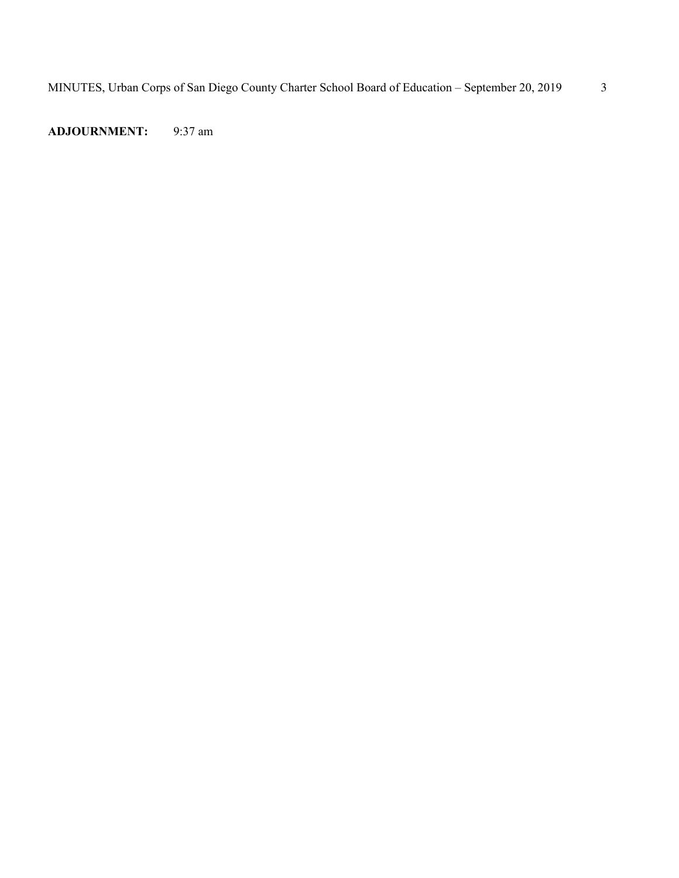**ADJOURNMENT:** 9:37 am